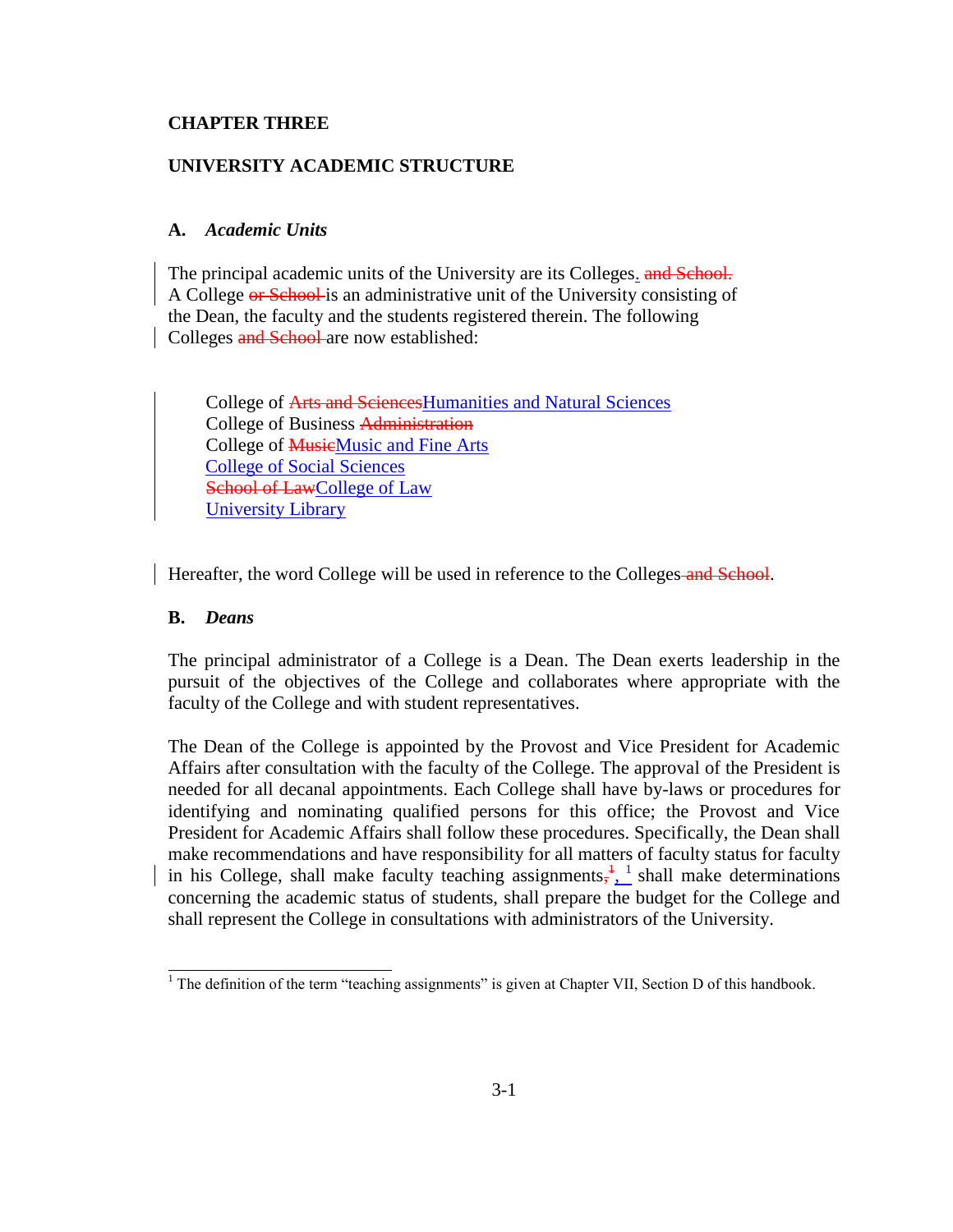**CHAPTER THREE**

**UNIVERSITY ACADEMIC STRUCTURE**

**A.** ***Academic Units***

The principal academic units of the University are its Colleges. ~~and School.~~ A College ~~or School~~ is an administrative unit of the University consisting of the Dean, the faculty and the students registered therein. The following Colleges ~~and School~~ are now established:

College of ~~Arts and Sciences~~Humanities and Natural Sciences
College of Business ~~Administration~~
College of ~~Music~~Music and Fine Arts
College of Social Sciences
~~School of Law~~College of Law
University Library

Hereafter, the word College will be used in reference to the Colleges ~~and School~~.

**B.** ***Deans***

The principal administrator of a College is a Dean. The Dean exerts leadership in the pursuit of the objectives of the College and collaborates where appropriate with the faculty of the College and with student representatives.

The Dean of the College is appointed by the Provost and Vice President for Academic Affairs after consultation with the faculty of the College. The approval of the President is needed for all decanal appointments. Each College shall have by-laws or procedures for identifying and nominating qualified persons for this office; the Provost and Vice President for Academic Affairs shall follow these procedures. Specifically, the Dean shall make recommendations and have responsibility for all matters of faculty status for faculty in his College, shall make faculty teaching assignments,[1] shall make determinations concerning the academic status of students, shall prepare the budget for the College and shall represent the College in consultations with administrators of the University.

[1] The definition of the term "teaching assignments" is given at Chapter VII, Section D of this handbook.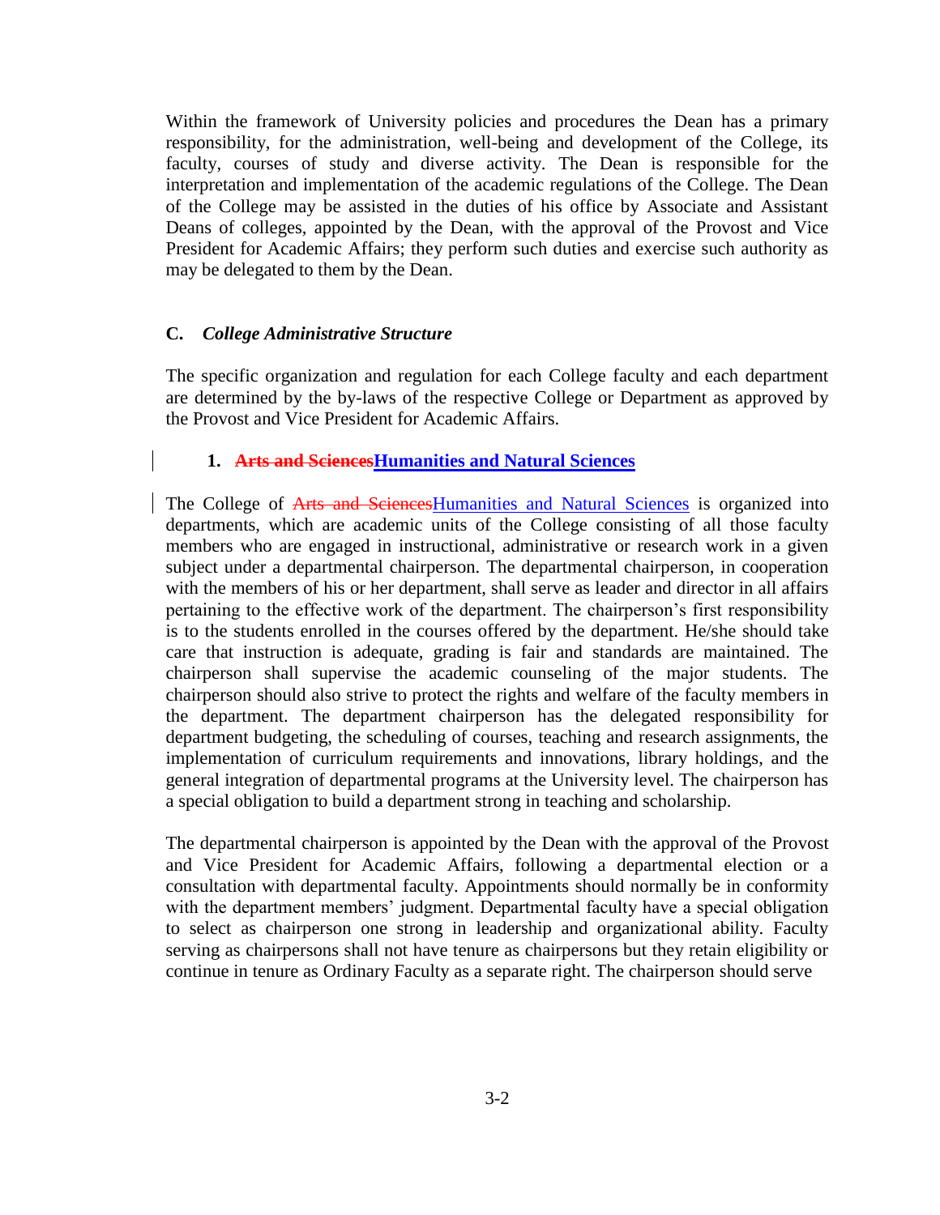Within the framework of University policies and procedures the Dean has a primary responsibility, for the administration, well-being and development of the College, its faculty, courses of study and diverse activity. The Dean is responsible for the interpretation and implementation of the academic regulations of the College. The Dean of the College may be assisted in the duties of his office by Associate and Assistant Deans of colleges, appointed by the Dean, with the approval of the Provost and Vice President for Academic Affairs; they perform such duties and exercise such authority as may be delegated to them by the Dean.

### C. *College Administrative Structure*

The specific organization and regulation for each College faculty and each department are determined by the by-laws of the respective College or Department as approved by the Provost and Vice President for Academic Affairs.

#### 1. ~~Arts and Sciences~~Humanities and Natural Sciences

The College of ~~Arts and Sciences~~Humanities and Natural Sciences is organized into departments, which are academic units of the College consisting of all those faculty members who are engaged in instructional, administrative or research work in a given subject under a departmental chairperson. The departmental chairperson, in cooperation with the members of his or her department, shall serve as leader and director in all affairs pertaining to the effective work of the department. The chairperson's first responsibility is to the students enrolled in the courses offered by the department. He/she should take care that instruction is adequate, grading is fair and standards are maintained. The chairperson shall supervise the academic counseling of the major students. The chairperson should also strive to protect the rights and welfare of the faculty members in the department. The department chairperson has the delegated responsibility for department budgeting, the scheduling of courses, teaching and research assignments, the implementation of curriculum requirements and innovations, library holdings, and the general integration of departmental programs at the University level. The chairperson has a special obligation to build a department strong in teaching and scholarship.

The departmental chairperson is appointed by the Dean with the approval of the Provost and Vice President for Academic Affairs, following a departmental election or a consultation with departmental faculty. Appointments should normally be in conformity with the department members' judgment. Departmental faculty have a special obligation to select as chairperson one strong in leadership and organizational ability. Faculty serving as chairpersons shall not have tenure as chairpersons but they retain eligibility or continue in tenure as Ordinary Faculty as a separate right. The chairperson should serve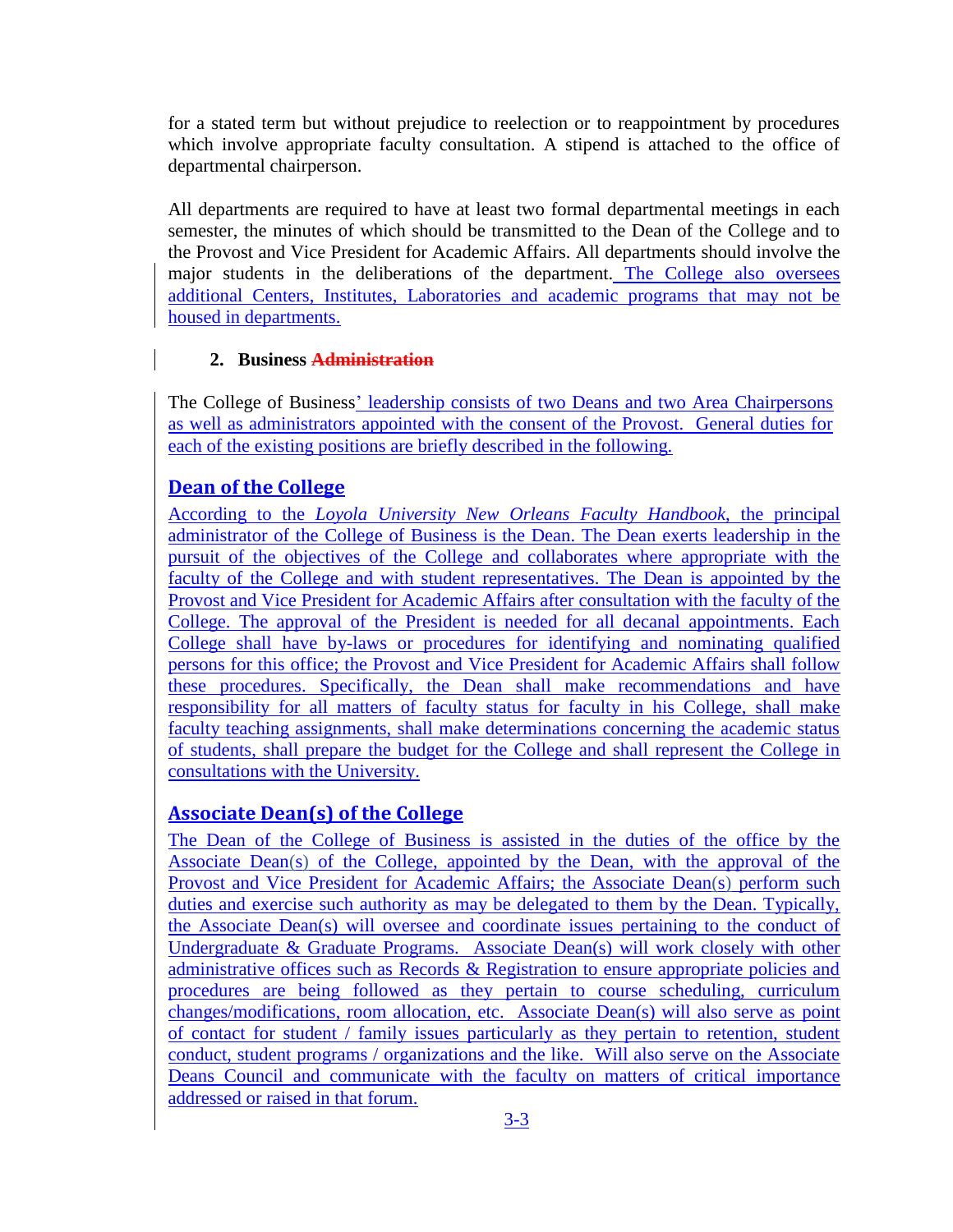for a stated term but without prejudice to reelection or to reappointment by procedures which involve appropriate faculty consultation. A stipend is attached to the office of departmental chairperson.

All departments are required to have at least two formal departmental meetings in each semester, the minutes of which should be transmitted to the Dean of the College and to the Provost and Vice President for Academic Affairs. All departments should involve the major students in the deliberations of the department. The College also oversees additional Centers, Institutes, Laboratories and academic programs that may not be housed in departments.

**2. Business ~~Administration~~**

The College of Business' leadership consists of two Deans and two Area Chairpersons as well as administrators appointed with the consent of the Provost. General duties for each of the existing positions are briefly described in the following.

## Dean of the College

According to the *Loyola University New Orleans Faculty Handbook*, the principal administrator of the College of Business is the Dean. The Dean exerts leadership in the pursuit of the objectives of the College and collaborates where appropriate with the faculty of the College and with student representatives. The Dean is appointed by the Provost and Vice President for Academic Affairs after consultation with the faculty of the College. The approval of the President is needed for all decanal appointments. Each College shall have by-laws or procedures for identifying and nominating qualified persons for this office; the Provost and Vice President for Academic Affairs shall follow these procedures. Specifically, the Dean shall make recommendations and have responsibility for all matters of faculty status for faculty in his College, shall make faculty teaching assignments, shall make determinations concerning the academic status of students, shall prepare the budget for the College and shall represent the College in consultations with the University.

## Associate Dean(s) of the College

The Dean of the College of Business is assisted in the duties of the office by the Associate Dean(s) of the College, appointed by the Dean, with the approval of the Provost and Vice President for Academic Affairs; the Associate Dean(s) perform such duties and exercise such authority as may be delegated to them by the Dean. Typically, the Associate Dean(s) will oversee and coordinate issues pertaining to the conduct of Undergraduate & Graduate Programs. Associate Dean(s) will work closely with other administrative offices such as Records & Registration to ensure appropriate policies and procedures are being followed as they pertain to course scheduling, curriculum changes/modifications, room allocation, etc. Associate Dean(s) will also serve as point of contact for student / family issues particularly as they pertain to retention, student conduct, student programs / organizations and the like. Will also serve on the Associate Deans Council and communicate with the faculty on matters of critical importance addressed or raised in that forum.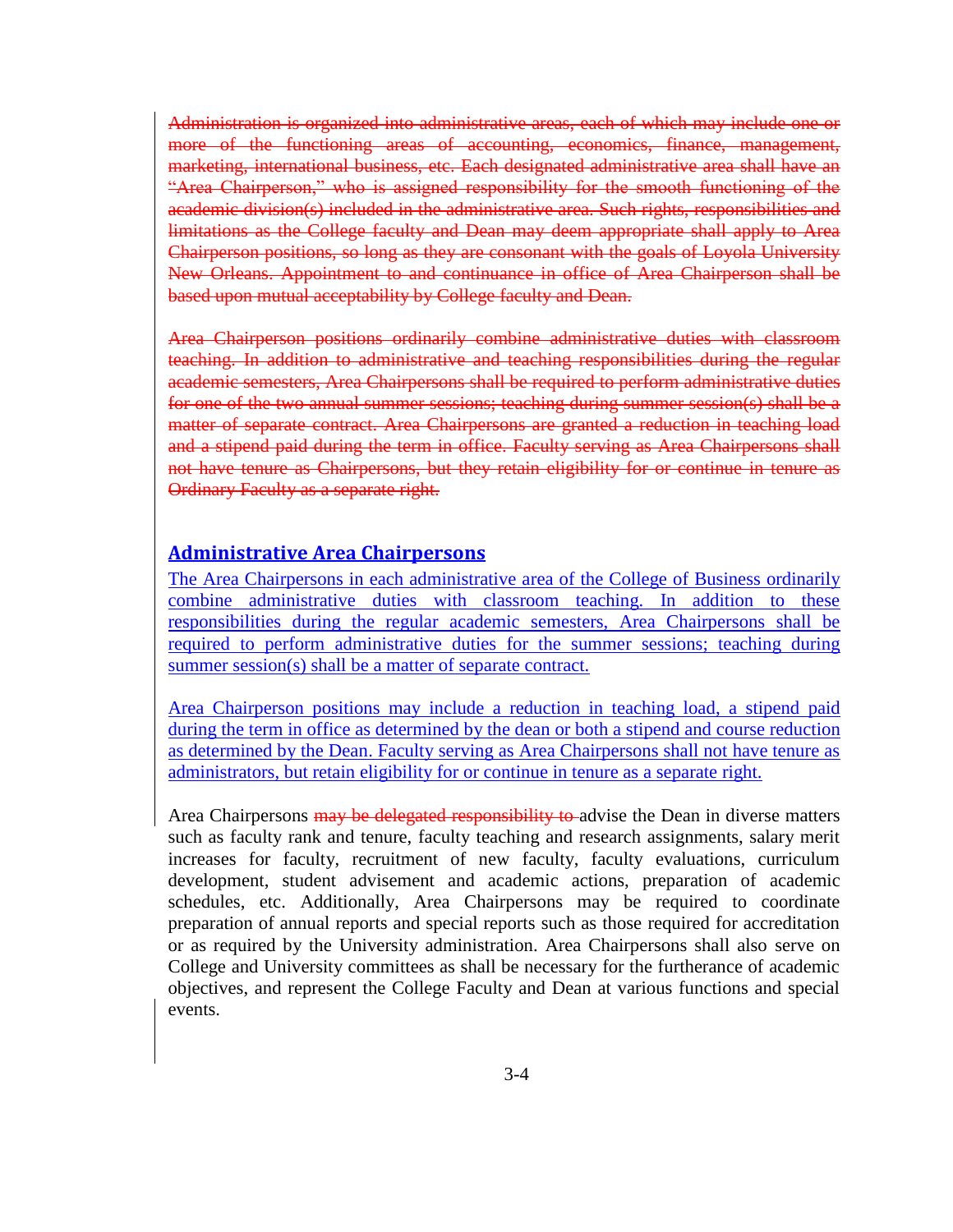~~Administration is organized into administrative areas, each of which may include one or more of the functioning areas of accounting, economics, finance, management, marketing, international business, etc. Each designated administrative area shall have an "Area Chairperson," who is assigned responsibility for the smooth functioning of the academic division(s) included in the administrative area. Such rights, responsibilities and limitations as the College faculty and Dean may deem appropriate shall apply to Area Chairperson positions, so long as they are consonant with the goals of Loyola University New Orleans. Appointment to and continuance in office of Area Chairperson shall be based upon mutual acceptability by College faculty and Dean.~~

~~Area Chairperson positions ordinarily combine administrative duties with classroom teaching. In addition to administrative and teaching responsibilities during the regular academic semesters, Area Chairpersons shall be required to perform administrative duties for one of the two annual summer sessions; teaching during summer session(s) shall be a matter of separate contract. Area Chairpersons are granted a reduction in teaching load and a stipend paid during the term in office. Faculty serving as Area Chairpersons shall not have tenure as Chairpersons, but they retain eligibility for or continue in tenure as Ordinary Faculty as a separate right.~~

## Administrative Area Chairpersons

The Area Chairpersons in each administrative area of the College of Business ordinarily combine administrative duties with classroom teaching. In addition to these responsibilities during the regular academic semesters, Area Chairpersons shall be required to perform administrative duties for the summer sessions; teaching during summer session(s) shall be a matter of separate contract.

Area Chairperson positions may include a reduction in teaching load, a stipend paid during the term in office as determined by the dean or both a stipend and course reduction as determined by the Dean. Faculty serving as Area Chairpersons shall not have tenure as administrators, but retain eligibility for or continue in tenure as a separate right.

Area Chairpersons ~~may be delegated responsibility to~~ advise the Dean in diverse matters such as faculty rank and tenure, faculty teaching and research assignments, salary merit increases for faculty, recruitment of new faculty, faculty evaluations, curriculum development, student advisement and academic actions, preparation of academic schedules, etc. Additionally, Area Chairpersons may be required to coordinate preparation of annual reports and special reports such as those required for accreditation or as required by the University administration. Area Chairpersons shall also serve on College and University committees as shall be necessary for the furtherance of academic objectives, and represent the College Faculty and Dean at various functions and special events.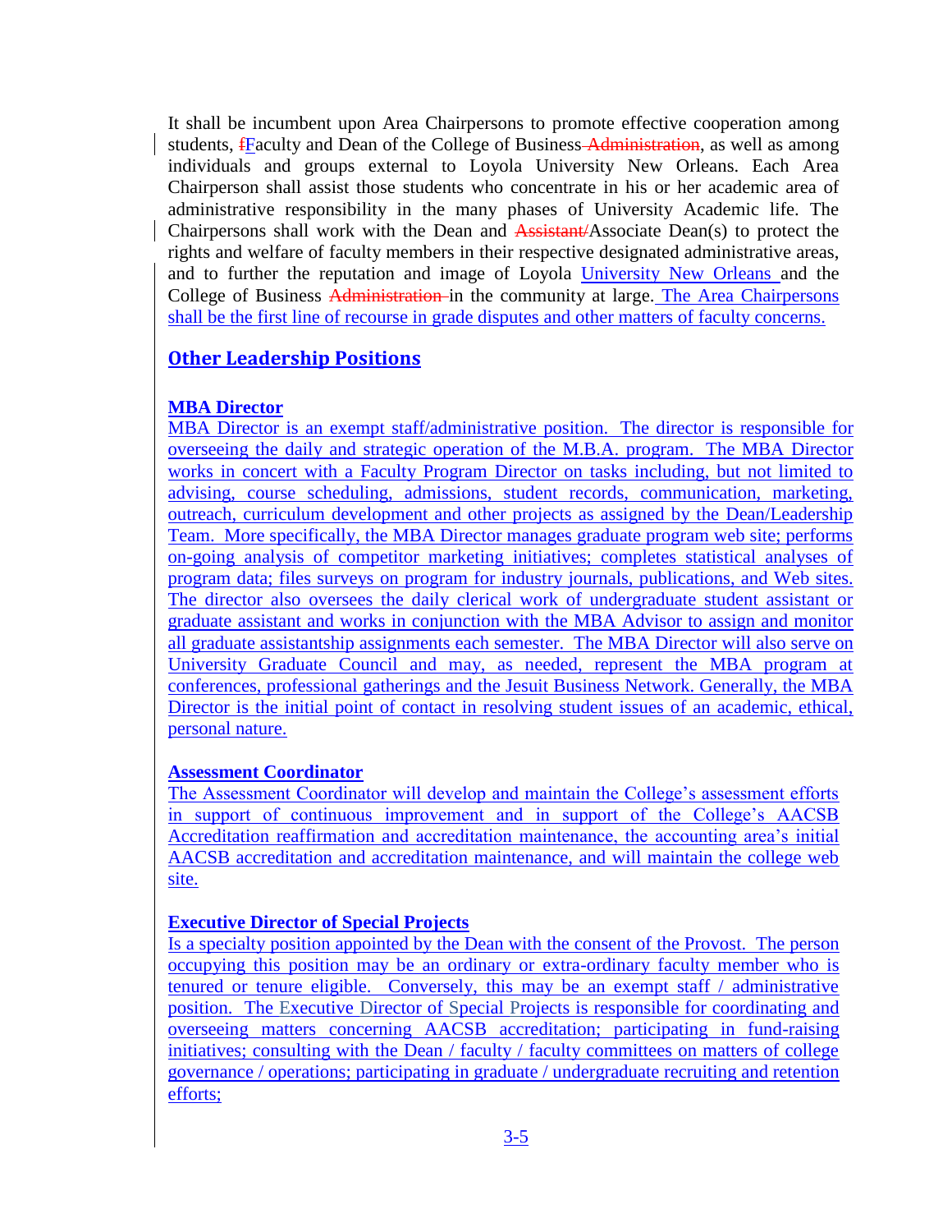It shall be incumbent upon Area Chairpersons to promote effective cooperation among students, ~~f~~Faculty and Dean of the College of Business ~~Administration~~, as well as among individuals and groups external to Loyola University New Orleans. Each Area Chairperson shall assist those students who concentrate in his or her academic area of administrative responsibility in the many phases of University Academic life. The Chairpersons shall work with the Dean and ~~Assistant~~/Associate Dean(s) to protect the rights and welfare of faculty members in their respective designated administrative areas, and to further the reputation and image of Loyola University New Orleans and the College of Business ~~Administration~~ in the community at large. The Area Chairpersons shall be the first line of recourse in grade disputes and other matters of faculty concerns.

## Other Leadership Positions

### MBA Director

MBA Director is an exempt staff/administrative position. The director is responsible for overseeing the daily and strategic operation of the M.B.A. program. The MBA Director works in concert with a Faculty Program Director on tasks including, but not limited to advising, course scheduling, admissions, student records, communication, marketing, outreach, curriculum development and other projects as assigned by the Dean/Leadership Team. More specifically, the MBA Director manages graduate program web site; performs on-going analysis of competitor marketing initiatives; completes statistical analyses of program data; files surveys on program for industry journals, publications, and Web sites. The director also oversees the daily clerical work of undergraduate student assistant or graduate assistant and works in conjunction with the MBA Advisor to assign and monitor all graduate assistantship assignments each semester. The MBA Director will also serve on University Graduate Council and may, as needed, represent the MBA program at conferences, professional gatherings and the Jesuit Business Network. Generally, the MBA Director is the initial point of contact in resolving student issues of an academic, ethical, personal nature.

### Assessment Coordinator

The Assessment Coordinator will develop and maintain the College's assessment efforts in support of continuous improvement and in support of the College's AACSB Accreditation reaffirmation and accreditation maintenance, the accounting area's initial AACSB accreditation and accreditation maintenance, and will maintain the college web site.

### Executive Director of Special Projects

Is a specialty position appointed by the Dean with the consent of the Provost. The person occupying this position may be an ordinary or extra-ordinary faculty member who is tenured or tenure eligible. Conversely, this may be an exempt staff / administrative position. The Executive Director of Special Projects is responsible for coordinating and overseeing matters concerning AACSB accreditation; participating in fund-raising initiatives; consulting with the Dean / faculty / faculty committees on matters of college governance / operations; participating in graduate / undergraduate recruiting and retention efforts;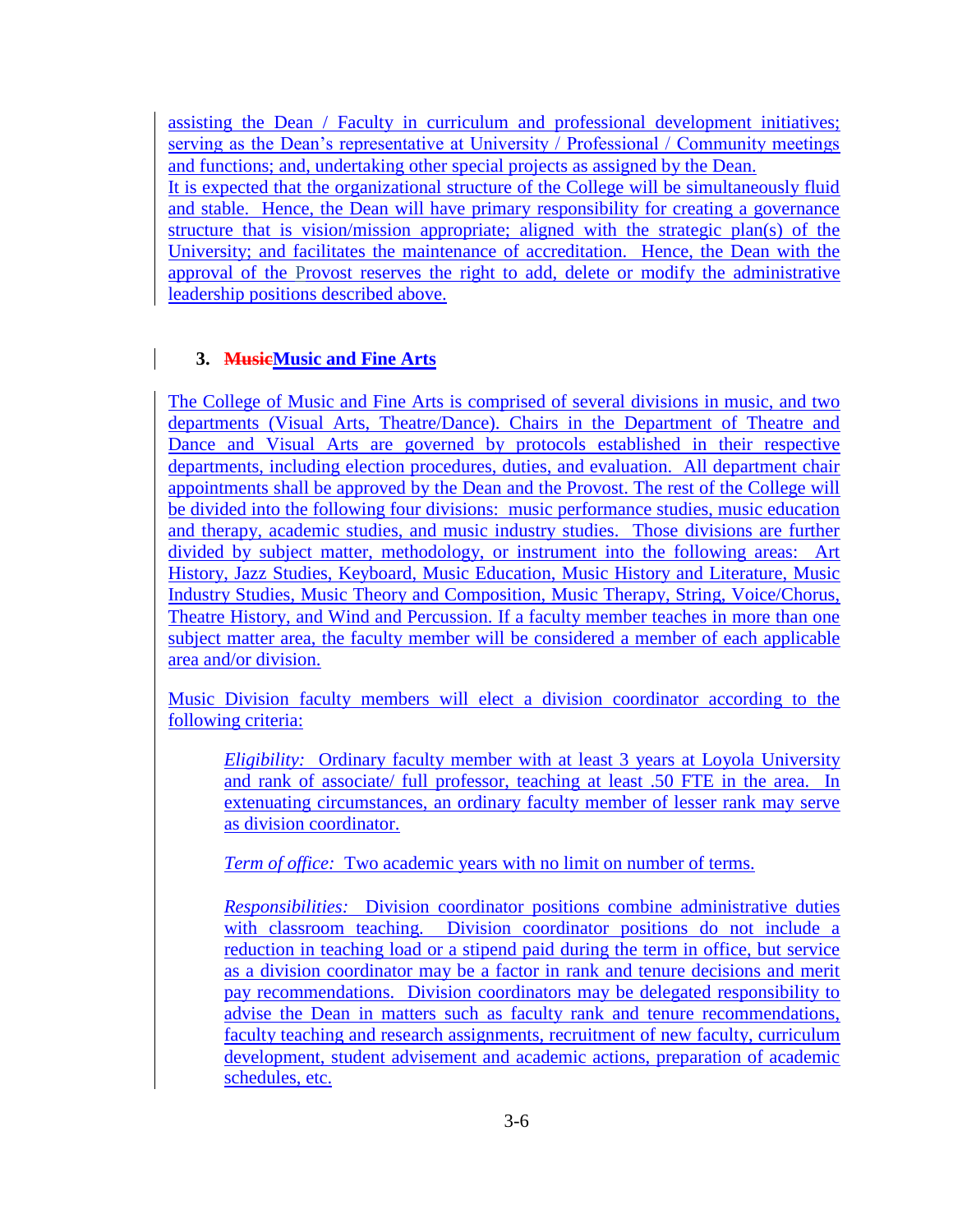assisting the Dean / Faculty in curriculum and professional development initiatives; serving as the Dean's representative at University / Professional / Community meetings and functions; and, undertaking other special projects as assigned by the Dean.

It is expected that the organizational structure of the College will be simultaneously fluid and stable. Hence, the Dean will have primary responsibility for creating a governance structure that is vision/mission appropriate; aligned with the strategic plan(s) of the University; and facilitates the maintenance of accreditation. Hence, the Dean with the approval of the Provost reserves the right to add, delete or modify the administrative leadership positions described above.

### 3. ~~Music~~Music and Fine Arts

The College of Music and Fine Arts is comprised of several divisions in music, and two departments (Visual Arts, Theatre/Dance). Chairs in the Department of Theatre and Dance and Visual Arts are governed by protocols established in their respective departments, including election procedures, duties, and evaluation. All department chair appointments shall be approved by the Dean and the Provost. The rest of the College will be divided into the following four divisions: music performance studies, music education and therapy, academic studies, and music industry studies. Those divisions are further divided by subject matter, methodology, or instrument into the following areas: Art History, Jazz Studies, Keyboard, Music Education, Music History and Literature, Music Industry Studies, Music Theory and Composition, Music Therapy, String, Voice/Chorus, Theatre History, and Wind and Percussion. If a faculty member teaches in more than one subject matter area, the faculty member will be considered a member of each applicable area and/or division.

Music Division faculty members will elect a division coordinator according to the following criteria:

> *Eligibility:* Ordinary faculty member with at least 3 years at Loyola University and rank of associate/ full professor, teaching at least .50 FTE in the area. In extenuating circumstances, an ordinary faculty member of lesser rank may serve as division coordinator.
>
> *Term of office:* Two academic years with no limit on number of terms.
>
> *Responsibilities:* Division coordinator positions combine administrative duties with classroom teaching. Division coordinator positions do not include a reduction in teaching load or a stipend paid during the term in office, but service as a division coordinator may be a factor in rank and tenure decisions and merit pay recommendations. Division coordinators may be delegated responsibility to advise the Dean in matters such as faculty rank and tenure recommendations, faculty teaching and research assignments, recruitment of new faculty, curriculum development, student advisement and academic actions, preparation of academic schedules, etc.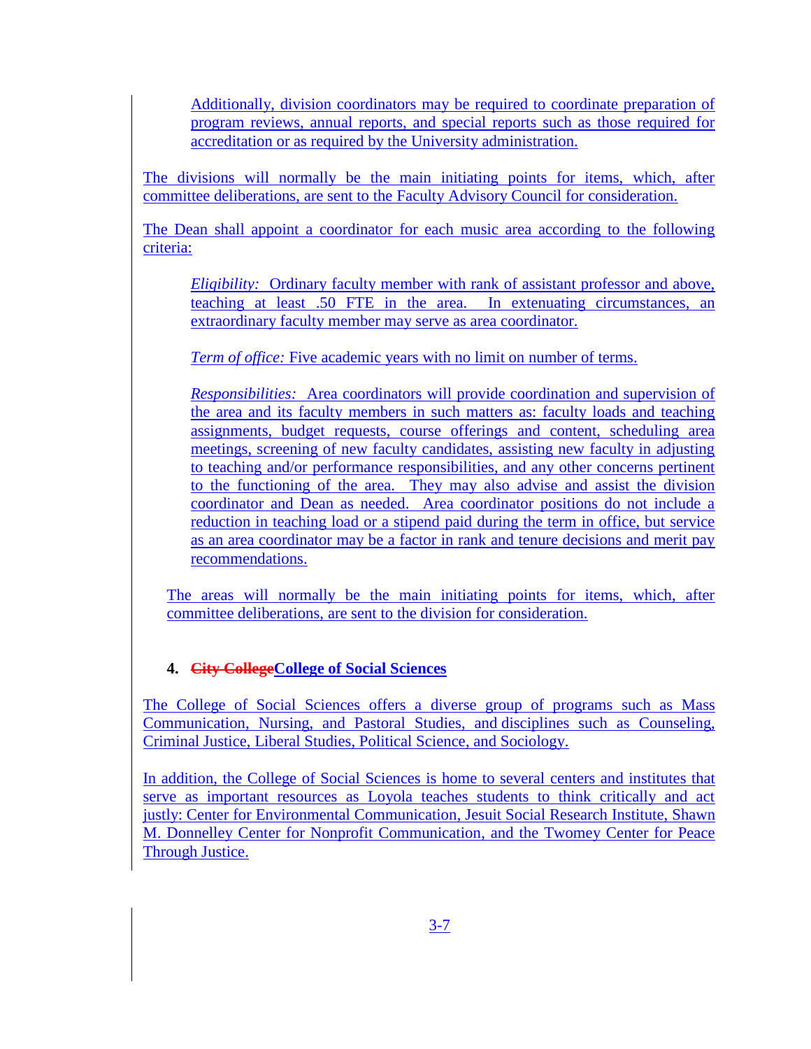Additionally, division coordinators may be required to coordinate preparation of program reviews, annual reports, and special reports such as those required for accreditation or as required by the University administration.

The divisions will normally be the main initiating points for items, which, after committee deliberations, are sent to the Faculty Advisory Council for consideration.

The Dean shall appoint a coordinator for each music area according to the following criteria:

*Eligibility:* Ordinary faculty member with rank of assistant professor and above, teaching at least .50 FTE in the area. In extenuating circumstances, an extraordinary faculty member may serve as area coordinator.

*Term of office:* Five academic years with no limit on number of terms.

*Responsibilities:* Area coordinators will provide coordination and supervision of the area and its faculty members in such matters as: faculty loads and teaching assignments, budget requests, course offerings and content, scheduling area meetings, screening of new faculty candidates, assisting new faculty in adjusting to teaching and/or performance responsibilities, and any other concerns pertinent to the functioning of the area. They may also advise and assist the division coordinator and Dean as needed. Area coordinator positions do not include a reduction in teaching load or a stipend paid during the term in office, but service as an area coordinator may be a factor in rank and tenure decisions and merit pay recommendations.

The areas will normally be the main initiating points for items, which, after committee deliberations, are sent to the division for consideration.

### 4. ~~City College~~College of Social Sciences

The College of Social Sciences offers a diverse group of programs such as Mass Communication, Nursing, and Pastoral Studies, and disciplines such as Counseling, Criminal Justice, Liberal Studies, Political Science, and Sociology.

In addition, the College of Social Sciences is home to several centers and institutes that serve as important resources as Loyola teaches students to think critically and act justly: Center for Environmental Communication, Jesuit Social Research Institute, Shawn M. Donnelley Center for Nonprofit Communication, and the Twomey Center for Peace Through Justice.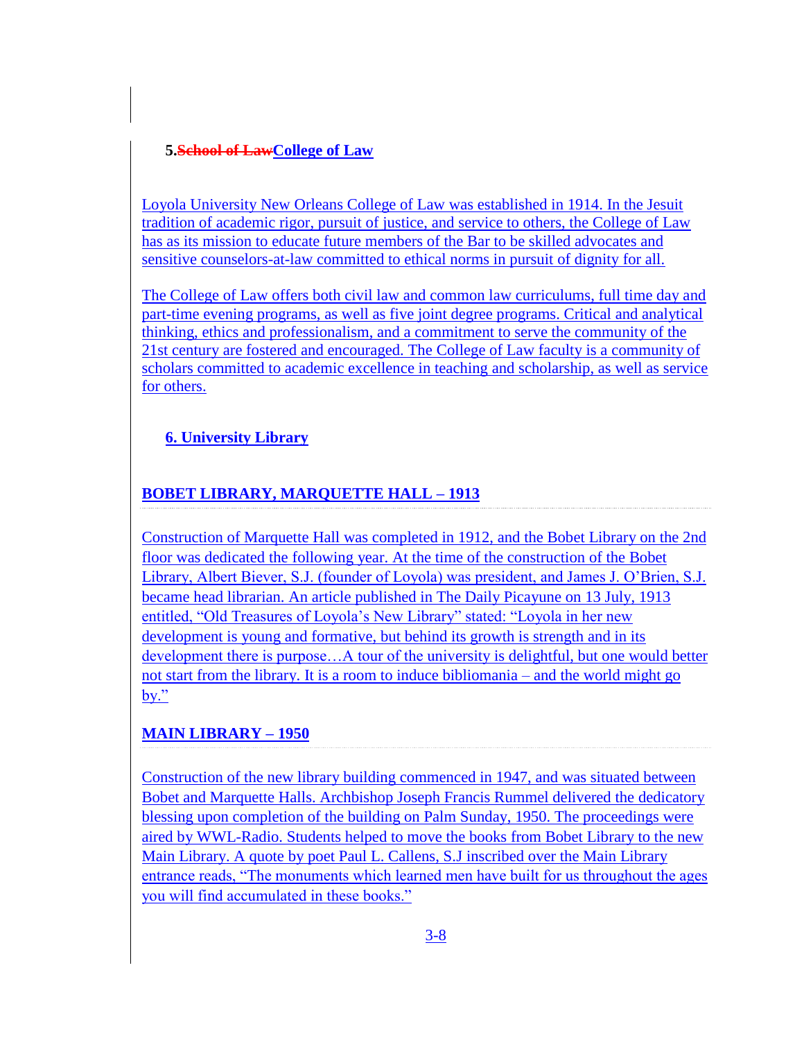### 5. ~~School of Law~~College of Law

Loyola University New Orleans College of Law was established in 1914. In the Jesuit tradition of academic rigor, pursuit of justice, and service to others, the College of Law has as its mission to educate future members of the Bar to be skilled advocates and sensitive counselors-at-law committed to ethical norms in pursuit of dignity for all.

The College of Law offers both civil law and common law curriculums, full time day and part-time evening programs, as well as five joint degree programs. Critical and analytical thinking, ethics and professionalism, and a commitment to serve the community of the 21st century are fostered and encouraged. The College of Law faculty is a community of scholars committed to academic excellence in teaching and scholarship, as well as service for others.

### 6. University Library

#### BOBET LIBRARY, MARQUETTE HALL – 1913

Construction of Marquette Hall was completed in 1912, and the Bobet Library on the 2nd floor was dedicated the following year. At the time of the construction of the Bobet Library, Albert Biever, S.J. (founder of Loyola) was president, and James J. O'Brien, S.J. became head librarian. An article published in The Daily Picayune on 13 July, 1913 entitled, "Old Treasures of Loyola's New Library" stated: "Loyola in her new development is young and formative, but behind its growth is strength and in its development there is purpose…A tour of the university is delightful, but one would better not start from the library. It is a room to induce bibliomania – and the world might go by."

#### MAIN LIBRARY – 1950

Construction of the new library building commenced in 1947, and was situated between Bobet and Marquette Halls. Archbishop Joseph Francis Rummel delivered the dedicatory blessing upon completion of the building on Palm Sunday, 1950. The proceedings were aired by WWL-Radio. Students helped to move the books from Bobet Library to the new Main Library. A quote by poet Paul L. Callens, S.J inscribed over the Main Library entrance reads, "The monuments which learned men have built for us throughout the ages you will find accumulated in these books."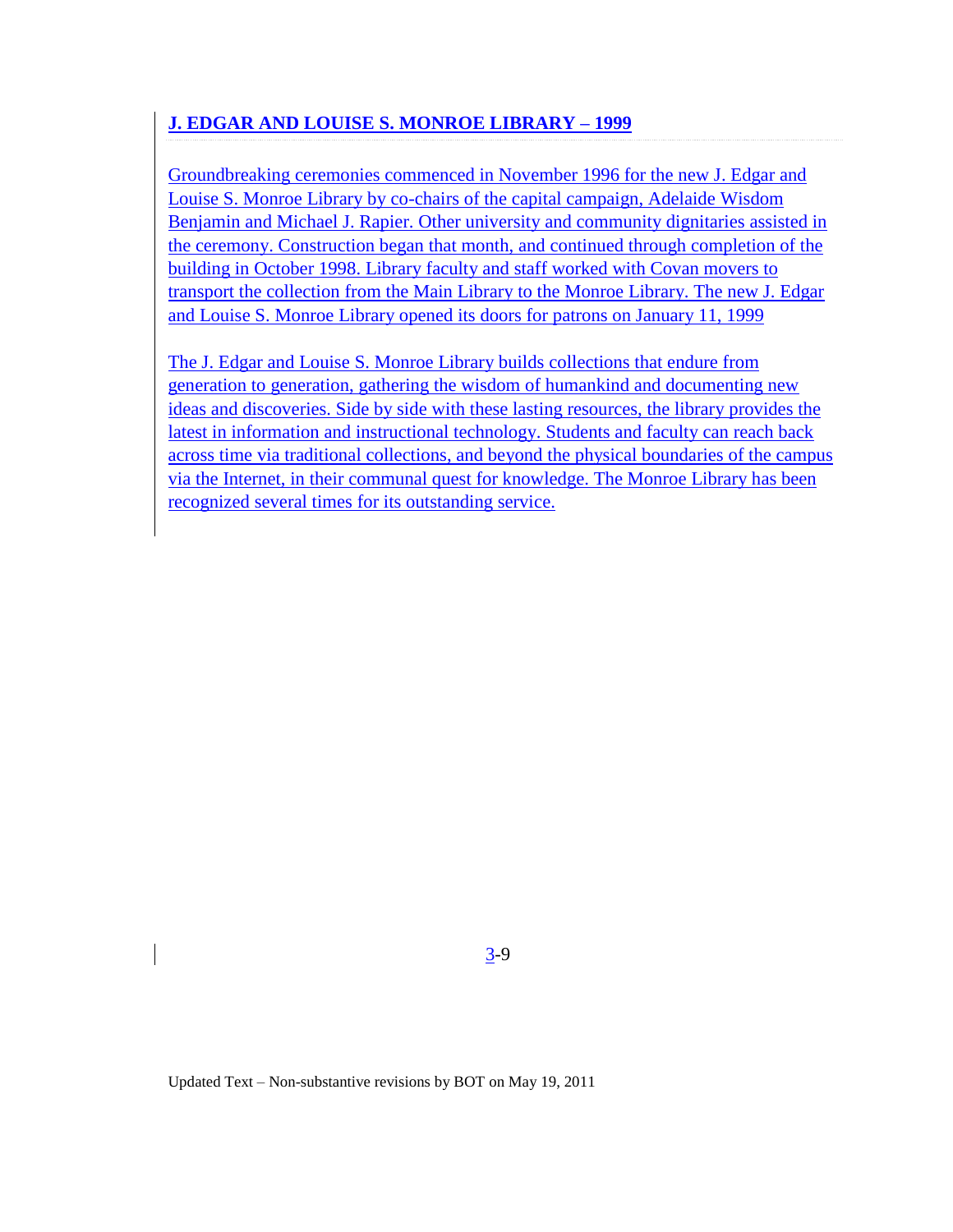## J. EDGAR AND LOUISE S. MONROE LIBRARY – 1999

Groundbreaking ceremonies commenced in November 1996 for the new J. Edgar and Louise S. Monroe Library by co-chairs of the capital campaign, Adelaide Wisdom Benjamin and Michael J. Rapier. Other university and community dignitaries assisted in the ceremony. Construction began that month, and continued through completion of the building in October 1998. Library faculty and staff worked with Covan movers to transport the collection from the Main Library to the Monroe Library. The new J. Edgar and Louise S. Monroe Library opened its doors for patrons on January 11, 1999

The J. Edgar and Louise S. Monroe Library builds collections that endure from generation to generation, gathering the wisdom of humankind and documenting new ideas and discoveries. Side by side with these lasting resources, the library provides the latest in information and instructional technology. Students and faculty can reach back across time via traditional collections, and beyond the physical boundaries of the campus via the Internet, in their communal quest for knowledge. The Monroe Library has been recognized several times for its outstanding service.

Updated Text – Non-substantive revisions by BOT on May 19, 2011